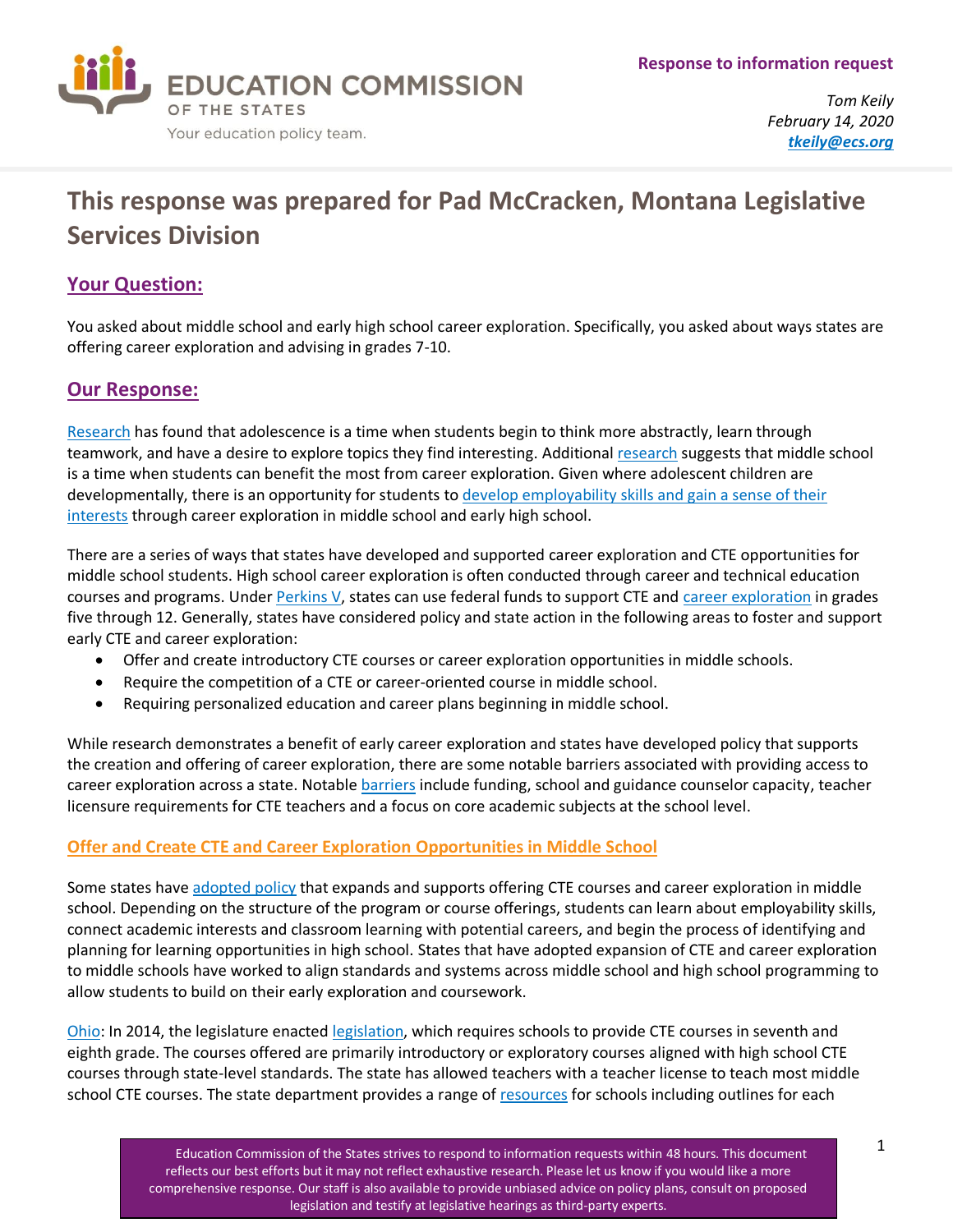**Response to information request**

*Tom Keily*
*February 14, 2020*
*tkeily@ecs.org*

# This response was prepared for Pad McCracken, Montana Legislative Services Division

## Your Question:

You asked about middle school and early high school career exploration. Specifically, you asked about ways states are offering career exploration and advising in grades 7-10.

## Our Response:

Research has found that adolescence is a time when students begin to think more abstractly, learn through teamwork, and have a desire to explore topics they find interesting. Additional research suggests that middle school is a time when students can benefit the most from career exploration. Given where adolescent children are developmentally, there is an opportunity for students to develop employability skills and gain a sense of their interests through career exploration in middle school and early high school.

There are a series of ways that states have developed and supported career exploration and CTE opportunities for middle school students. High school career exploration is often conducted through career and technical education courses and programs. Under Perkins V, states can use federal funds to support CTE and career exploration in grades five through 12. Generally, states have considered policy and state action in the following areas to foster and support early CTE and career exploration:

- Offer and create introductory CTE courses or career exploration opportunities in middle schools.
- Require the competition of a CTE or career-oriented course in middle school.
- Requiring personalized education and career plans beginning in middle school.

While research demonstrates a benefit of early career exploration and states have developed policy that supports the creation and offering of career exploration, there are some notable barriers associated with providing access to career exploration across a state. Notable barriers include funding, school and guidance counselor capacity, teacher licensure requirements for CTE teachers and a focus on core academic subjects at the school level.

### Offer and Create CTE and Career Exploration Opportunities in Middle School

Some states have adopted policy that expands and supports offering CTE courses and career exploration in middle school. Depending on the structure of the program or course offerings, students can learn about employability skills, connect academic interests and classroom learning with potential careers, and begin the process of identifying and planning for learning opportunities in high school. States that have adopted expansion of CTE and career exploration to middle schools have worked to align standards and systems across middle school and high school programming to allow students to build on their early exploration and coursework.

Ohio: In 2014, the legislature enacted legislation, which requires schools to provide CTE courses in seventh and eighth grade. The courses offered are primarily introductory or exploratory courses aligned with high school CTE courses through state-level standards. The state has allowed teachers with a teacher license to teach most middle school CTE courses. The state department provides a range of resources for schools including outlines for each

Education Commission of the States strives to respond to information requests within 48 hours. This document reflects our best efforts but it may not reflect exhaustive research. Please let us know if you would like a more comprehensive response. Our staff is also available to provide unbiased advice on policy plans, consult on proposed legislation and testify at legislative hearings as third-party experts.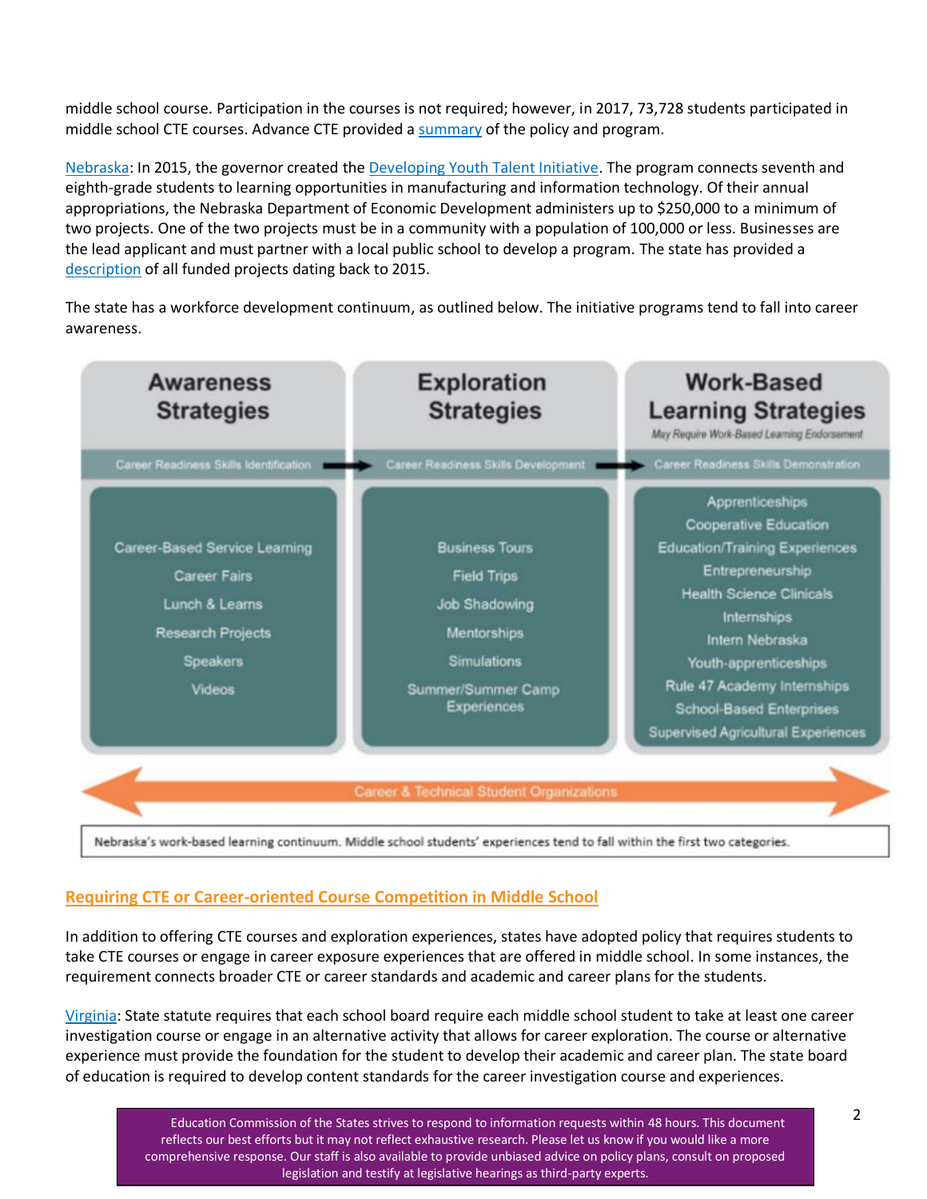middle school course. Participation in the courses is not required; however, in 2017, 73,728 students participated in middle school CTE courses. Advance CTE provided a summary of the policy and program.

Nebraska: In 2015, the governor created the Developing Youth Talent Initiative. The program connects seventh and eighth-grade students to learning opportunities in manufacturing and information technology. Of their annual appropriations, the Nebraska Department of Economic Development administers up to $250,000 to a minimum of two projects. One of the two projects must be in a community with a population of 100,000 or less. Businesses are the lead applicant and must partner with a local public school to develop a program. The state has provided a description of all funded projects dating back to 2015.

The state has a workforce development continuum, as outlined below. The initiative programs tend to fall into career awareness.

| Awareness Strategies | Exploration Strategies | Work-Based Learning Strategies (May Require Work-Based Learning Endorsement) |
|---|---|---|
| Career Readiness Skills Identification → | Career Readiness Skills Development → | Career Readiness Skills Demonstration |
| Career-Based Service Learning | Business Tours | Apprenticeships |
| Career Fairs | Field Trips | Cooperative Education |
| Lunch & Learns | Job Shadowing | Education/Training Experiences |
| Research Projects | Mentorships | Entrepreneurship |
| Speakers | Simulations | Health Science Clinicals |
| Videos | Summer/Summer Camp Experiences | Internships |
| | | Intern Nebraska |
| | | Youth-apprenticeships |
| | | Rule 47 Academy Internships |
| | | School-Based Enterprises |
| | | Supervised Agricultural Experiences |

← Career & Technical Student Organizations →

Nebraska's work-based learning continuum. Middle school students' experiences tend to fall within the first two categories.

## Requiring CTE or Career-oriented Course Competition in Middle School

In addition to offering CTE courses and exploration experiences, states have adopted policy that requires students to take CTE courses or engage in career exposure experiences that are offered in middle school. In some instances, the requirement connects broader CTE or career standards and academic and career plans for the students.

Virginia: State statute requires that each school board require each middle school student to take at least one career investigation course or engage in an alternative activity that allows for career exploration. The course or alternative experience must provide the foundation for the student to develop their academic and career plan. The state board of education is required to develop content standards for the career investigation course and experiences.

Education Commission of the States strives to respond to information requests within 48 hours. This document reflects our best efforts but it may not reflect exhaustive research. Please let us know if you would like a more comprehensive response. Our staff is also available to provide unbiased advice on policy plans, consult on proposed legislation and testify at legislative hearings as third-party experts.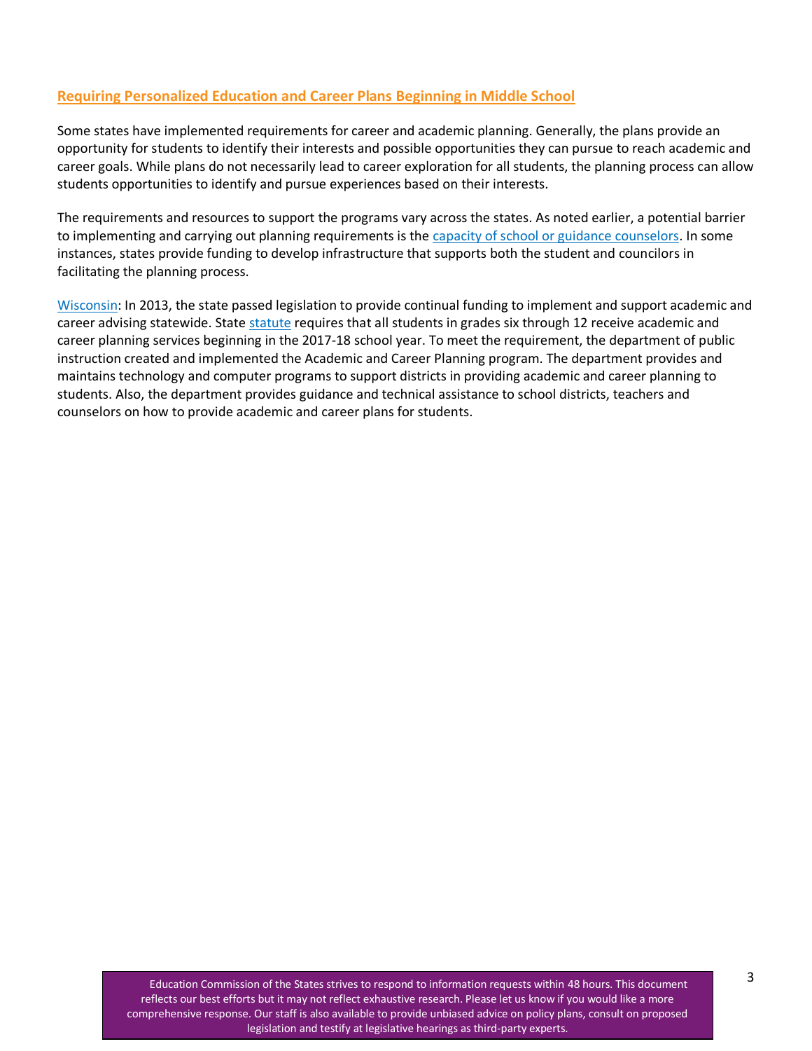## Requiring Personalized Education and Career Plans Beginning in Middle School

Some states have implemented requirements for career and academic planning. Generally, the plans provide an opportunity for students to identify their interests and possible opportunities they can pursue to reach academic and career goals. While plans do not necessarily lead to career exploration for all students, the planning process can allow students opportunities to identify and pursue experiences based on their interests.

The requirements and resources to support the programs vary across the states. As noted earlier, a potential barrier to implementing and carrying out planning requirements is the capacity of school or guidance counselors. In some instances, states provide funding to develop infrastructure that supports both the student and councilors in facilitating the planning process.

Wisconsin: In 2013, the state passed legislation to provide continual funding to implement and support academic and career advising statewide. State statute requires that all students in grades six through 12 receive academic and career planning services beginning in the 2017-18 school year. To meet the requirement, the department of public instruction created and implemented the Academic and Career Planning program. The department provides and maintains technology and computer programs to support districts in providing academic and career planning to students. Also, the department provides guidance and technical assistance to school districts, teachers and counselors on how to provide academic and career plans for students.

Education Commission of the States strives to respond to information requests within 48 hours. This document reflects our best efforts but it may not reflect exhaustive research. Please let us know if you would like a more comprehensive response. Our staff is also available to provide unbiased advice on policy plans, consult on proposed legislation and testify at legislative hearings as third-party experts.